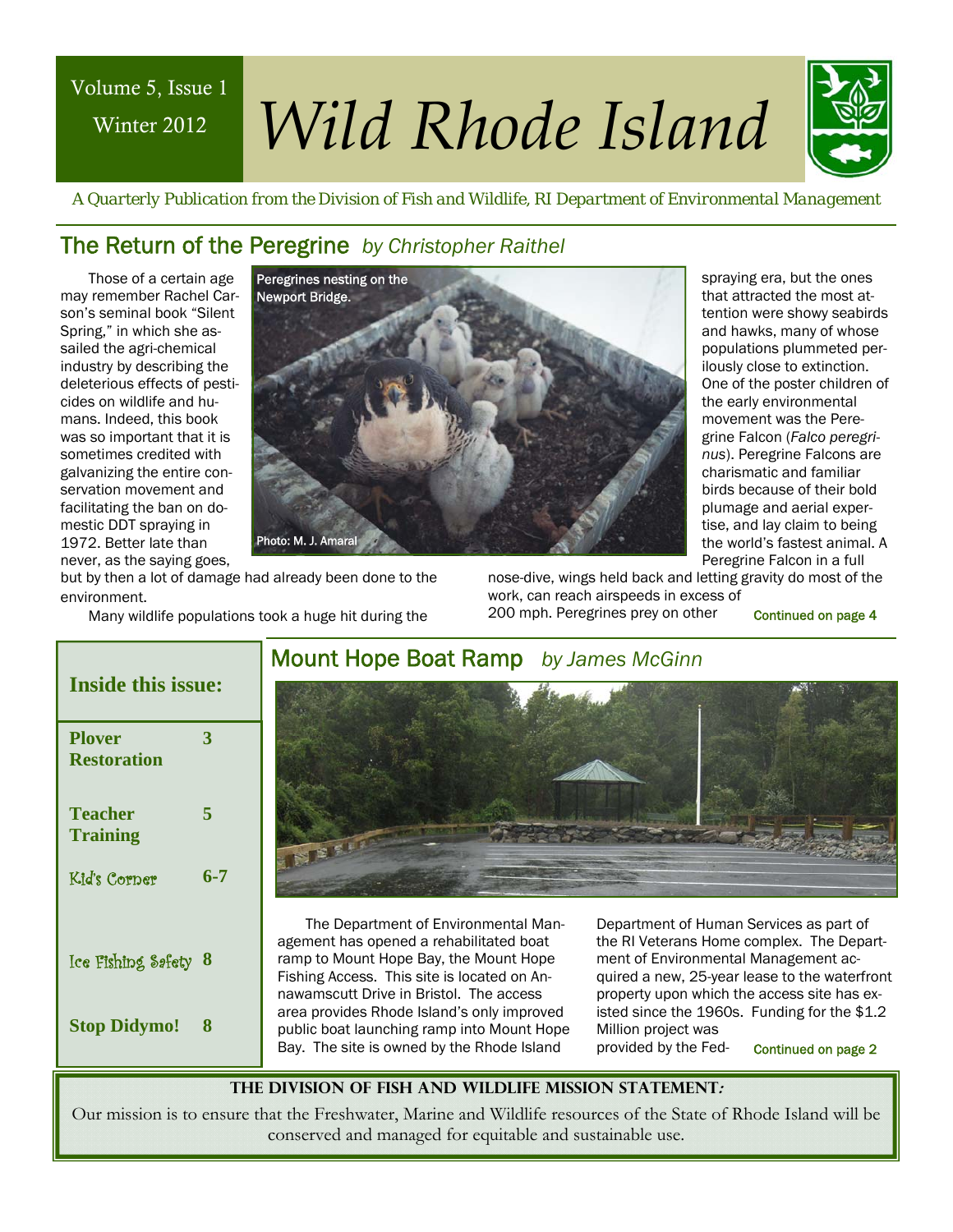Volume 5, Issue 1

Winter 2012

# Wild Rhode Island

*A Quarterly Publication from the Division of Fish and Wildlife, RI Department of Environmental Management*

## The Return of the Peregrine *by Christopher Raithel*

Peregrines nesting on the Newport Bridge.

Photo: M. J. Amaral

Those of a certain age may remember Rachel Carson's seminal book "Silent Spring," in which she assailed the agri-chemical industry by describing the deleterious effects of pesticides on wildlife and humans. Indeed, this book was so important that it is sometimes credited with galvanizing the entire conservation movement and facilitating the ban on domestic DDT spraying in 1972. Better late than never, as the saying goes, but by then a lot of damage had already been done to the environment.

Many wildlife populations took a huge hit during the spraying era, but the ones that attracted the most attention were showy seabirds and hawks, many of whose populations plummeted perilously close to extinction. One of the poster children of the early environmental movement was the Peregrine Falcon (*Falco peregrinus*). Peregrine Falcons are charismatic and familiar birds because of their bold plumage and aerial expertise, and lay claim to being the world's fastest animal. A Peregrine Falcon in a full nose-dive, wings held back and letting gravity do most of the work, can reach airspeeds in excess of 200 mph. Peregrines prey on other

Continued on page 4

**Inside this issue:**

| | |
|---|---|
| **Plover Restoration** | 3 |
| **Teacher Training** | 5 |
| Kid's Corner | 6-7 |
| Ice Fishing Safety | 8 |
| **Stop Didymo!** | 8 |

## Mount Hope Boat Ramp *by James McGinn*

The Department of Environmental Management has opened a rehabilitated boat ramp to Mount Hope Bay, the Mount Hope Fishing Access. This site is located on Annawamscutt Drive in Bristol. The access area provides Rhode Island's only improved public boat launching ramp into Mount Hope Bay. The site is owned by the Rhode Island Department of Human Services as part of the RI Veterans Home complex. The Department of Environmental Management acquired a new, 25-year lease to the waterfront property upon which the access site has existed since the 1960s. Funding for the $1.2 Million project was provided by the Fed-

Continued on page 2

**THE DIVISION OF FISH AND WILDLIFE MISSION STATEMENT:**

Our mission is to ensure that the Freshwater, Marine and Wildlife resources of the State of Rhode Island will be conserved and managed for equitable and sustainable use.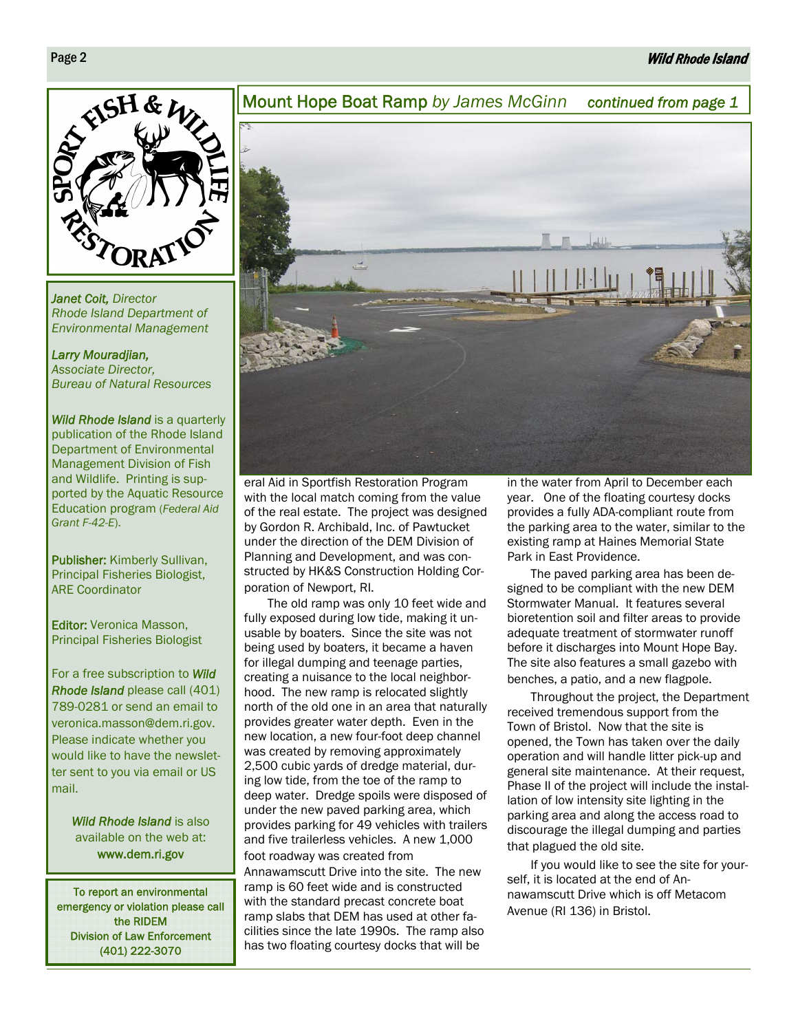*Janet Coit, Director*
*Rhode Island Department of Environmental Management*

*Larry Mouradjian,*
*Associate Director,*
*Bureau of Natural Resources*

*Wild Rhode Island* is a quarterly publication of the Rhode Island Department of Environmental Management Division of Fish and Wildlife. Printing is supported by the Aquatic Resource Education program (*Federal Aid Grant F-42-E*).

**Publisher:** Kimberly Sullivan, Principal Fisheries Biologist, ARE Coordinator

**Editor:** Veronica Masson, Principal Fisheries Biologist

For a free subscription to ***Wild Rhode Island*** please call (401) 789-0281 or send an email to veronica.masson@dem.ri.gov. Please indicate whether you would like to have the newsletter sent to you via email or US mail.

***Wild Rhode Island*** is also available on the web at: **www.dem.ri.gov**

**To report an environmental emergency or violation please call the RIDEM Division of Law Enforcement (401) 222-3070**

## Mount Hope Boat Ramp *by James McGinn* *continued from page 1*

eral Aid in Sportfish Restoration Program with the local match coming from the value of the real estate. The project was designed by Gordon R. Archibald, Inc. of Pawtucket under the direction of the DEM Division of Planning and Development, and was constructed by HK&S Construction Holding Corporation of Newport, RI.

The old ramp was only 10 feet wide and fully exposed during low tide, making it unusable by boaters. Since the site was not being used by boaters, it became a haven for illegal dumping and teenage parties, creating a nuisance to the local neighborhood. The new ramp is relocated slightly north of the old one in an area that naturally provides greater water depth. Even in the new location, a new four-foot deep channel was created by removing approximately 2,500 cubic yards of dredge material, during low tide, from the toe of the ramp to deep water. Dredge spoils were disposed of under the new paved parking area, which provides parking for 49 vehicles with trailers and five trailerless vehicles. A new 1,000 foot roadway was created from Annawamscutt Drive into the site. The new ramp is 60 feet wide and is constructed with the standard precast concrete boat ramp slabs that DEM has used at other facilities since the late 1990s. The ramp also has two floating courtesy docks that will be in the water from April to December each year. One of the floating courtesy docks provides a fully ADA-compliant route from the parking area to the water, similar to the existing ramp at Haines Memorial State Park in East Providence.

The paved parking area has been designed to be compliant with the new DEM Stormwater Manual. It features several bioretention soil and filter areas to provide adequate treatment of stormwater runoff before it discharges into Mount Hope Bay. The site also features a small gazebo with benches, a patio, and a new flagpole.

Throughout the project, the Department received tremendous support from the Town of Bristol. Now that the site is opened, the Town has taken over the daily operation and will handle litter pick-up and general site maintenance. At their request, Phase II of the project will include the installation of low intensity site lighting in the parking area and along the access road to discourage the illegal dumping and parties that plagued the old site.

If you would like to see the site for yourself, it is located at the end of Annawamscutt Drive which is off Metacom Avenue (RI 136) in Bristol.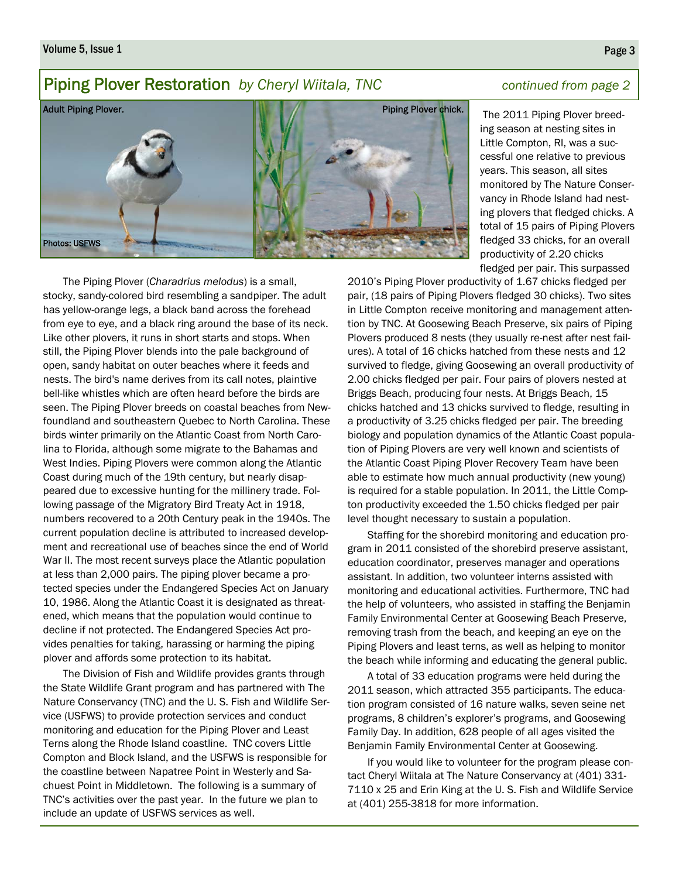## Piping Plover Restoration *by Cheryl Wiitala, TNC* *continued from page 2*

Adult Piping Plover.

Piping Plover chick.

Photos: USFWS

The Piping Plover (*Charadrius melodus*) is a small, stocky, sandy-colored bird resembling a sandpiper. The adult has yellow-orange legs, a black band across the forehead from eye to eye, and a black ring around the base of its neck. Like other plovers, it runs in short starts and stops. When still, the Piping Plover blends into the pale background of open, sandy habitat on outer beaches where it feeds and nests. The bird's name derives from its call notes, plaintive bell-like whistles which are often heard before the birds are seen. The Piping Plover breeds on coastal beaches from Newfoundland and southeastern Quebec to North Carolina. These birds winter primarily on the Atlantic Coast from North Carolina to Florida, although some migrate to the Bahamas and West Indies. Piping Plovers were common along the Atlantic Coast during much of the 19th century, but nearly disappeared due to excessive hunting for the millinery trade. Following passage of the Migratory Bird Treaty Act in 1918, numbers recovered to a 20th Century peak in the 1940s. The current population decline is attributed to increased development and recreational use of beaches since the end of World War II. The most recent surveys place the Atlantic population at less than 2,000 pairs. The piping plover became a protected species under the Endangered Species Act on January 10, 1986. Along the Atlantic Coast it is designated as threatened, which means that the population would continue to decline if not protected. The Endangered Species Act provides penalties for taking, harassing or harming the piping plover and affords some protection to its habitat.

The Division of Fish and Wildlife provides grants through the State Wildlife Grant program and has partnered with The Nature Conservancy (TNC) and the U. S. Fish and Wildlife Service (USFWS) to provide protection services and conduct monitoring and education for the Piping Plover and Least Terns along the Rhode Island coastline. TNC covers Little Compton and Block Island, and the USFWS is responsible for the coastline between Napatree Point in Westerly and Sachuest Point in Middletown. The following is a summary of TNC's activities over the past year. In the future we plan to include an update of USFWS services as well.

The 2011 Piping Plover breeding season at nesting sites in Little Compton, RI, was a successful one relative to previous years. This season, all sites monitored by The Nature Conservancy in Rhode Island had nesting plovers that fledged chicks. A total of 15 pairs of Piping Plovers fledged 33 chicks, for an overall productivity of 2.20 chicks fledged per pair. This surpassed 2010's Piping Plover productivity of 1.67 chicks fledged per pair, (18 pairs of Piping Plovers fledged 30 chicks). Two sites in Little Compton receive monitoring and management attention by TNC. At Goosewing Beach Preserve, six pairs of Piping Plovers produced 8 nests (they usually re-nest after nest failures). A total of 16 chicks hatched from these nests and 12 survived to fledge, giving Goosewing an overall productivity of 2.00 chicks fledged per pair. Four pairs of plovers nested at Briggs Beach, producing four nests. At Briggs Beach, 15 chicks hatched and 13 chicks survived to fledge, resulting in a productivity of 3.25 chicks fledged per pair. The breeding biology and population dynamics of the Atlantic Coast population of Piping Plovers are very well known and scientists of the Atlantic Coast Piping Plover Recovery Team have been able to estimate how much annual productivity (new young) is required for a stable population. In 2011, the Little Compton productivity exceeded the 1.50 chicks fledged per pair level thought necessary to sustain a population.

Staffing for the shorebird monitoring and education program in 2011 consisted of the shorebird preserve assistant, education coordinator, preserves manager and operations assistant. In addition, two volunteer interns assisted with monitoring and educational activities. Furthermore, TNC had the help of volunteers, who assisted in staffing the Benjamin Family Environmental Center at Goosewing Beach Preserve, removing trash from the beach, and keeping an eye on the Piping Plovers and least terns, as well as helping to monitor the beach while informing and educating the general public.

A total of 33 education programs were held during the 2011 season, which attracted 355 participants. The education program consisted of 16 nature walks, seven seine net programs, 8 children's explorer's programs, and Goosewing Family Day. In addition, 628 people of all ages visited the Benjamin Family Environmental Center at Goosewing.

If you would like to volunteer for the program please contact Cheryl Wiitala at The Nature Conservancy at (401) 331-7110 x 25 and Erin King at the U. S. Fish and Wildlife Service at (401) 255-3818 for more information.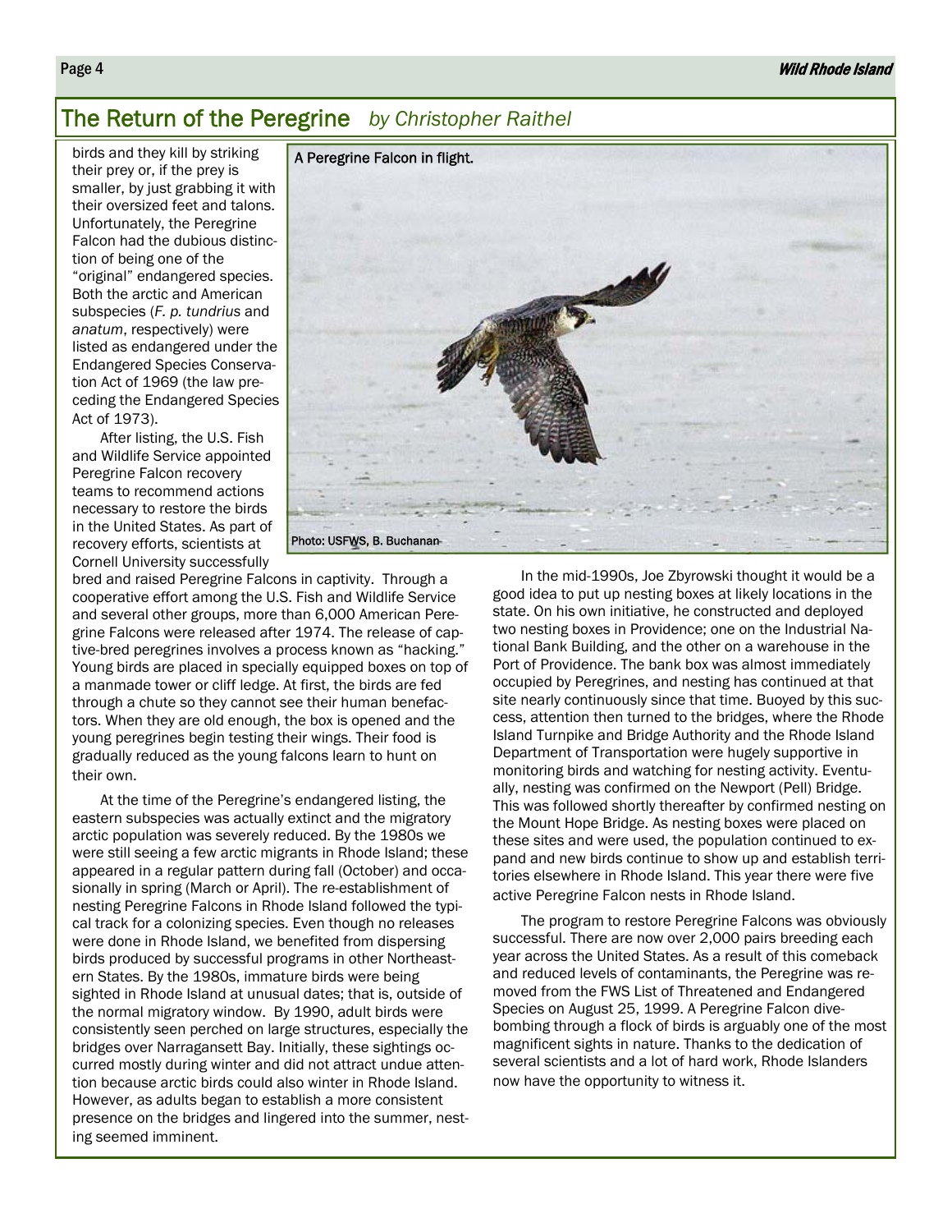# The Return of the Peregrine *by Christopher Raithel*

birds and they kill by striking their prey or, if the prey is smaller, by just grabbing it with their oversized feet and talons. Unfortunately, the Peregrine Falcon had the dubious distinction of being one of the "original" endangered species. Both the arctic and American subspecies (*F. p. tundrius* and *anatum*, respectively) were listed as endangered under the Endangered Species Conservation Act of 1969 (the law preceding the Endangered Species Act of 1973).

After listing, the U.S. Fish and Wildlife Service appointed Peregrine Falcon recovery teams to recommend actions necessary to restore the birds in the United States. As part of recovery efforts, scientists at Cornell University successfully bred and raised Peregrine Falcons in captivity. Through a cooperative effort among the U.S. Fish and Wildlife Service and several other groups, more than 6,000 American Peregrine Falcons were released after 1974. The release of captive-bred peregrines involves a process known as "hacking." Young birds are placed in specially equipped boxes on top of a manmade tower or cliff ledge. At first, the birds are fed through a chute so they cannot see their human benefactors. When they are old enough, the box is opened and the young peregrines begin testing their wings. Their food is gradually reduced as the young falcons learn to hunt on their own.

A Peregrine Falcon in flight.

Photo: USFWS, B. Buchanan

At the time of the Peregrine's endangered listing, the eastern subspecies was actually extinct and the migratory arctic population was severely reduced. By the 1980s we were still seeing a few arctic migrants in Rhode Island; these appeared in a regular pattern during fall (October) and occasionally in spring (March or April). The re-establishment of nesting Peregrine Falcons in Rhode Island followed the typical track for a colonizing species. Even though no releases were done in Rhode Island, we benefited from dispersing birds produced by successful programs in other Northeastern States. By the 1980s, immature birds were being sighted in Rhode Island at unusual dates; that is, outside of the normal migratory window. By 1990, adult birds were consistently seen perched on large structures, especially the bridges over Narragansett Bay. Initially, these sightings occurred mostly during winter and did not attract undue attention because arctic birds could also winter in Rhode Island. However, as adults began to establish a more consistent presence on the bridges and lingered into the summer, nesting seemed imminent.

In the mid-1990s, Joe Zbyrowski thought it would be a good idea to put up nesting boxes at likely locations in the state. On his own initiative, he constructed and deployed two nesting boxes in Providence; one on the Industrial National Bank Building, and the other on a warehouse in the Port of Providence. The bank box was almost immediately occupied by Peregrines, and nesting has continued at that site nearly continuously since that time. Buoyed by this success, attention then turned to the bridges, where the Rhode Island Turnpike and Bridge Authority and the Rhode Island Department of Transportation were hugely supportive in monitoring birds and watching for nesting activity. Eventually, nesting was confirmed on the Newport (Pell) Bridge. This was followed shortly thereafter by confirmed nesting on the Mount Hope Bridge. As nesting boxes were placed on these sites and were used, the population continued to expand and new birds continue to show up and establish territories elsewhere in Rhode Island. This year there were five active Peregrine Falcon nests in Rhode Island.

The program to restore Peregrine Falcons was obviously successful. There are now over 2,000 pairs breeding each year across the United States. As a result of this comeback and reduced levels of contaminants, the Peregrine was removed from the FWS List of Threatened and Endangered Species on August 25, 1999. A Peregrine Falcon dive-bombing through a flock of birds is arguably one of the most magnificent sights in nature. Thanks to the dedication of several scientists and a lot of hard work, Rhode Islanders now have the opportunity to witness it.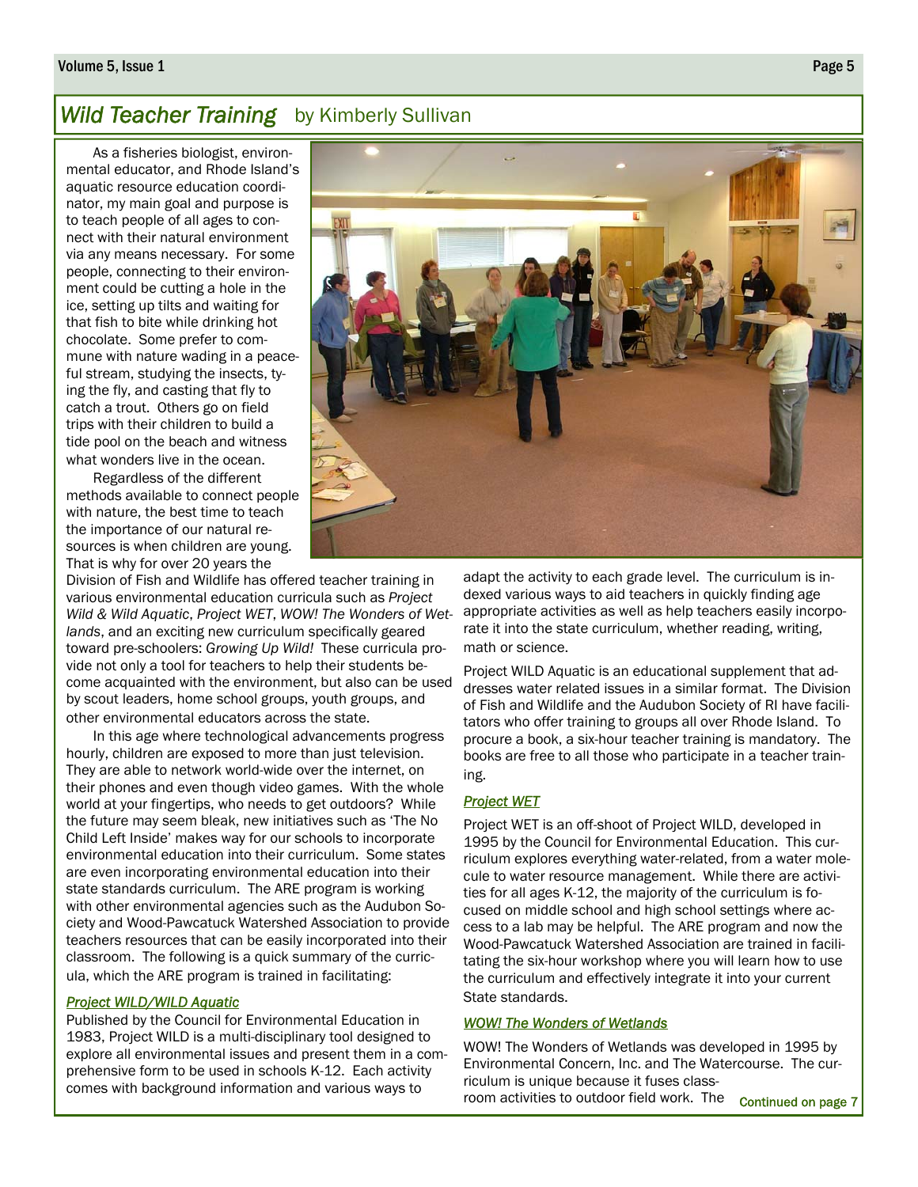## *Wild Teacher Training* by Kimberly Sullivan

As a fisheries biologist, environmental educator, and Rhode Island's aquatic resource education coordinator, my main goal and purpose is to teach people of all ages to connect with their natural environment via any means necessary. For some people, connecting to their environment could be cutting a hole in the ice, setting up tilts and waiting for that fish to bite while drinking hot chocolate. Some prefer to commune with nature wading in a peaceful stream, studying the insects, tying the fly, and casting that fly to catch a trout. Others go on field trips with their children to build a tide pool on the beach and witness what wonders live in the ocean.

Regardless of the different methods available to connect people with nature, the best time to teach the importance of our natural resources is when children are young. That is why for over 20 years the Division of Fish and Wildlife has offered teacher training in various environmental education curricula such as *Project Wild & Wild Aquatic, Project WET, WOW! The Wonders of Wetlands*, and an exciting new curriculum specifically geared toward pre-schoolers: *Growing Up Wild!* These curricula provide not only a tool for teachers to help their students become acquainted with the environment, but also can be used by scout leaders, home school groups, youth groups, and other environmental educators across the state.

In this age where technological advancements progress hourly, children are exposed to more than just television. They are able to network world-wide over the internet, on their phones and even though video games. With the whole world at your fingertips, who needs to get outdoors? While the future may seem bleak, new initiatives such as 'The No Child Left Inside' makes way for our schools to incorporate environmental education into their curriculum. Some states are even incorporating environmental education into their state standards curriculum. The ARE program is working with other environmental agencies such as the Audubon Society and Wood-Pawcatuck Watershed Association to provide teachers resources that can be easily incorporated into their classroom. The following is a quick summary of the curricula, which the ARE program is trained in facilitating:

### *Project WILD/WILD Aquatic*

Published by the Council for Environmental Education in 1983, Project WILD is a multi-disciplinary tool designed to explore all environmental issues and present them in a comprehensive form to be used in schools K-12. Each activity comes with background information and various ways to adapt the activity to each grade level. The curriculum is indexed various ways to aid teachers in quickly finding age appropriate activities as well as help teachers easily incorporate it into the state curriculum, whether reading, writing, math or science.

Project WILD Aquatic is an educational supplement that addresses water related issues in a similar format. The Division of Fish and Wildlife and the Audubon Society of RI have facilitators who offer training to groups all over Rhode Island. To procure a book, a six-hour teacher training is mandatory. The books are free to all those who participate in a teacher training.

### *Project WET*

Project WET is an off-shoot of Project WILD, developed in 1995 by the Council for Environmental Education. This curriculum explores everything water-related, from a water molecule to water resource management. While there are activities for all ages K-12, the majority of the curriculum is focused on middle school and high school settings where access to a lab may be helpful. The ARE program and now the Wood-Pawcatuck Watershed Association are trained in facilitating the six-hour workshop where you will learn how to use the curriculum and effectively integrate it into your current State standards.

### *WOW! The Wonders of Wetlands*

WOW! The Wonders of Wetlands was developed in 1995 by Environmental Concern, Inc. and The Watercourse. The curriculum is unique because it fuses classroom activities to outdoor field work. The

Continued on page 7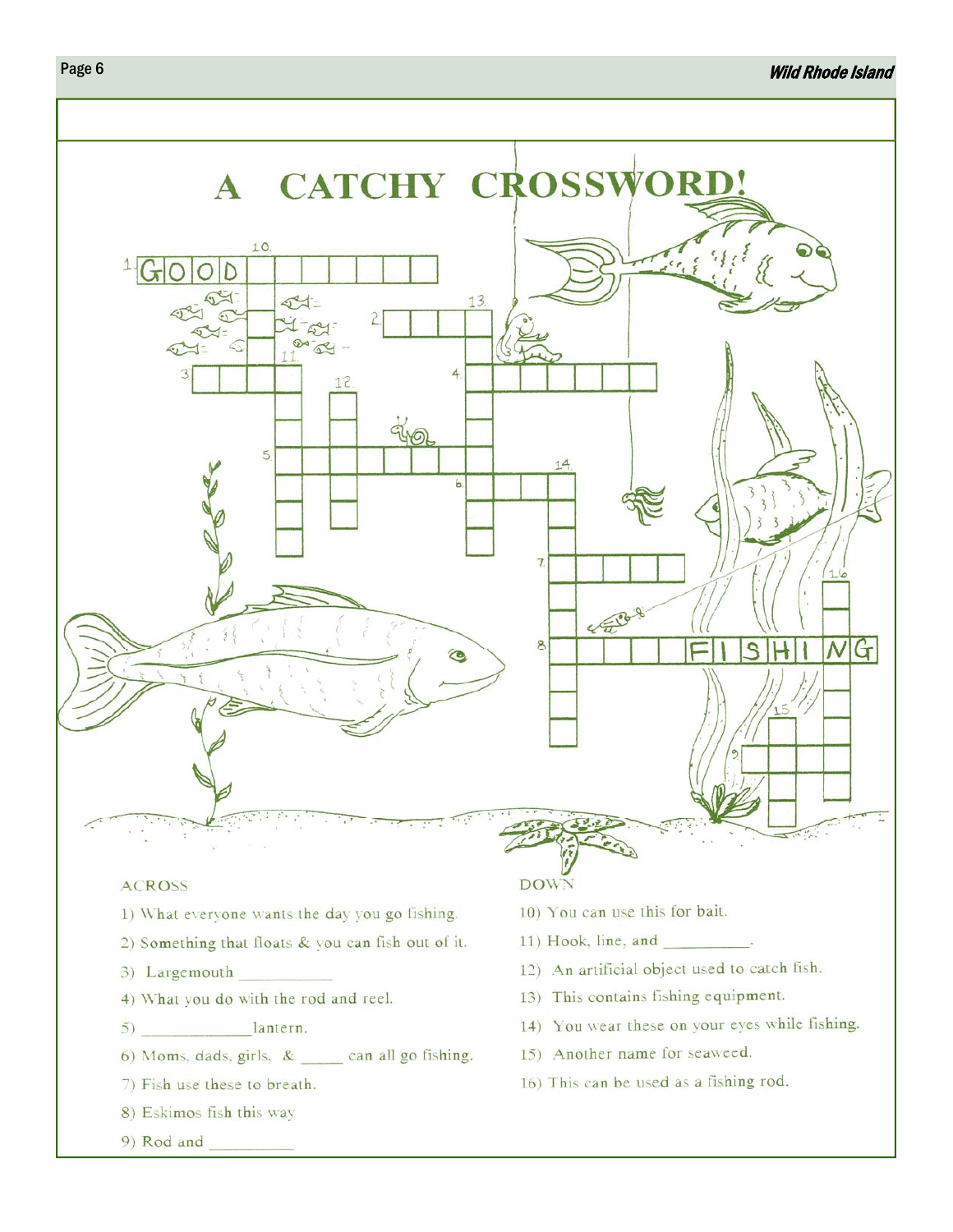# A CATCHY CROSSWORD!

**ACROSS**

1) What everyone wants the day you go fishing.
2) Something that floats & you can fish out of it.
3) Largemouth ___________
4) What you do with the rod and reel.
5) _____________ lantern.
6) Moms, dads, girls, & _____ can all go fishing.
7) Fish use these to breath.
8) Eskimos fish this way
9) Rod and __________

**DOWN**

10) You can use this for bait.
11) Hook, line, and __________.
12) An artificial object used to catch fish.
13) This contains fishing equipment.
14) You wear these on your eyes while fishing.
15) Another name for seaweed.
16) This can be used as a fishing rod.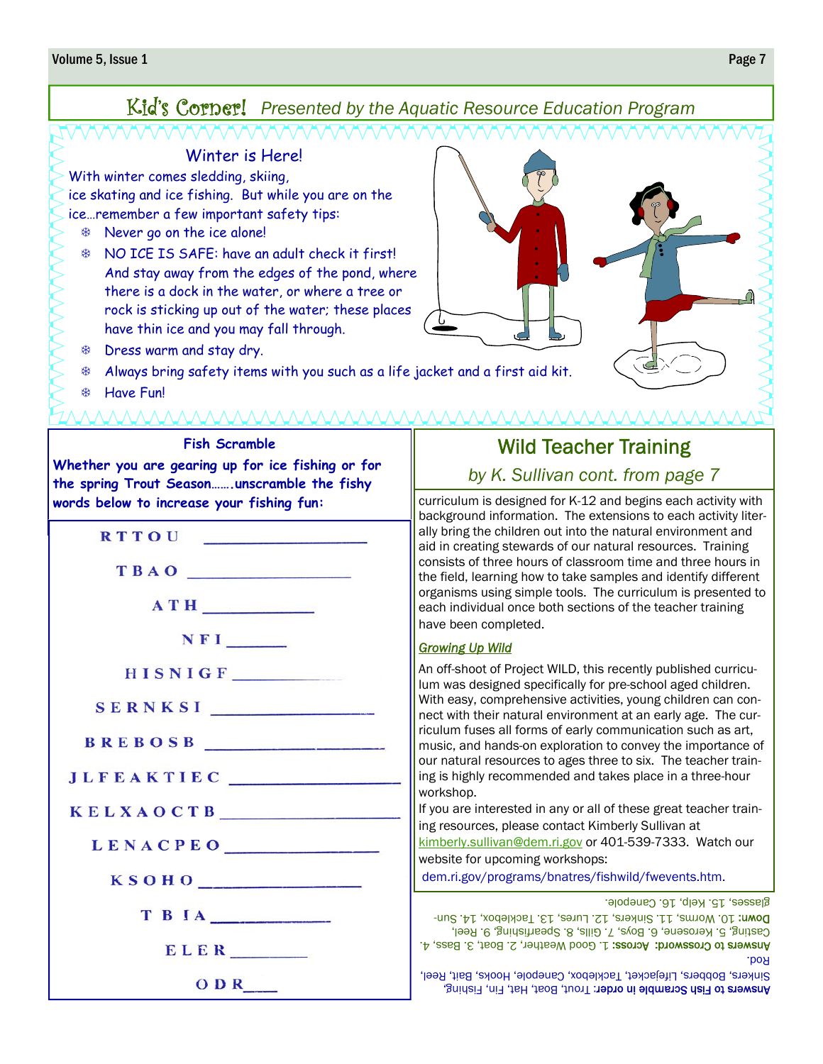## Kid's Corner! *Presented by the Aquatic Resource Education Program*

### Winter is Here!

With winter comes sledding, skiing, ice skating and ice fishing. But while you are on the ice…remember a few important safety tips:

- Never go on the ice alone!
- NO ICE IS SAFE: have an adult check it first! And stay away from the edges of the pond, where there is a dock in the water, or where a tree or rock is sticking up out of the water; these places have thin ice and you may fall through.
- Dress warm and stay dry.
- Always bring safety items with you such as a life jacket and a first aid kit.
- Have Fun!

### Fish Scramble

**Whether you are gearing up for ice fishing or for the spring Trout Season…….unscramble the fishy words below to increase your fishing fun:**

RTTOU ____________

TBAO ____________

ATH ____________

NFI ________

HISNIGF ____________

SERNKSI ____________

BREBOSB ____________

JLFEAKTIEC ____________

KELXAOCTB ____________

LENACPEO ____________

KSOHO ____________

TBIA ____________

ELER ________

ODR ___

## Wild Teacher Training

*by K. Sullivan cont. from page 7*

curriculum is designed for K-12 and begins each activity with background information. The extensions to each activity literally bring the children out into the natural environment and aid in creating stewards of our natural resources. Training consists of three hours of classroom time and three hours in the field, learning how to take samples and identify different organisms using simple tools. The curriculum is presented to each individual once both sections of the teacher training have been completed.

***Growing Up Wild***

An off-shoot of Project WILD, this recently published curriculum was designed specifically for pre-school aged children. With easy, comprehensive activities, young children can connect with their natural environment at an early age. The curriculum fuses all forms of early communication such as art, music, and hands-on exploration to convey the importance of our natural resources to ages three to six. The teacher training is highly recommended and takes place in a three-hour workshop.

If you are interested in any or all of these great teacher training resources, please contact Kimberly Sullivan at kimberly.sullivan@dem.ri.gov or 401-539-7333. Watch our website for upcoming workshops:

dem.ri.gov/programs/bnatres/fishwild/fwevents.htm.

**Answers to Fish Scramble in order:** Trout, Boat, Hat, Fin, Fishing, Sinkers, Bobbers, Lifejacket, Tacklebox, Canepole, Hooks, Bait, Reel, Rod.

**Answers to Crossword: Across:** 1. Good Weather, 2. Boat, 3. Bass, 4. Casting, 5. Kerosene, 6. Boys, 7. Gills, 8. Spearfishing, 9. Reel, **Down:** 10. Worms, 11. Sinkers, 12. Lures, 13. Tacklebox, 14. Sunglasses, 15. Kelp, 16. Canepole.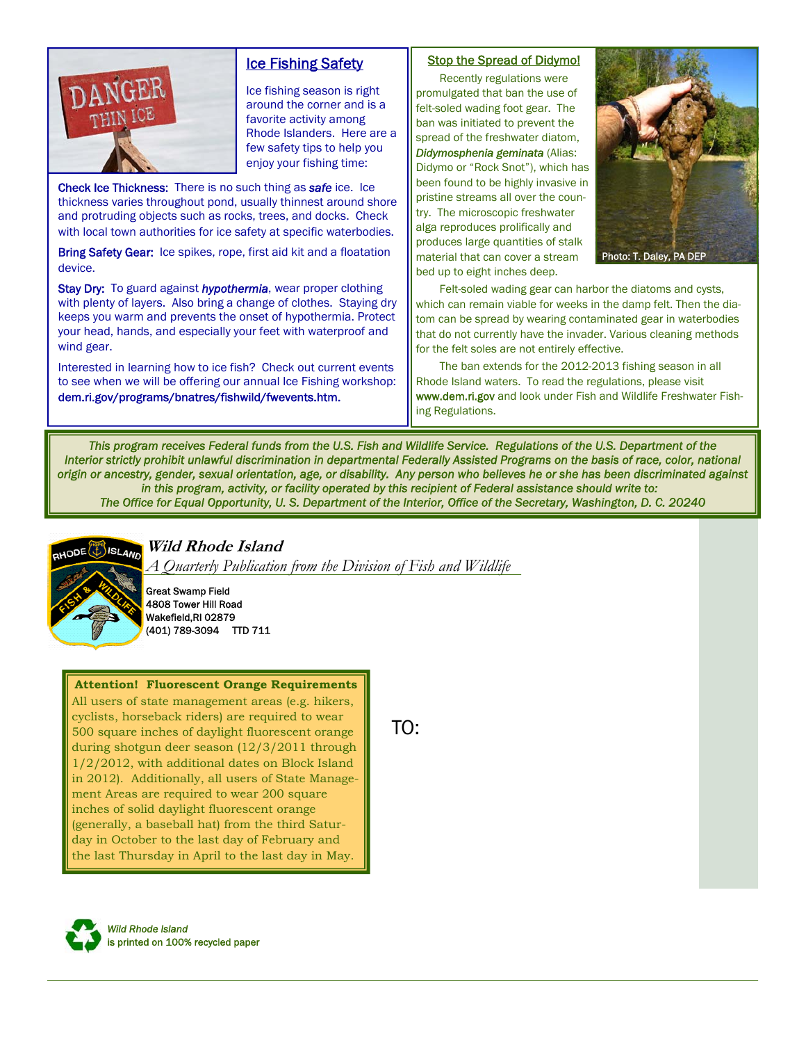## Ice Fishing Safety

Ice fishing season is right around the corner and is a favorite activity among Rhode Islanders. Here are a few safety tips to help you enjoy your fishing time:

**Check Ice Thickness:** There is no such thing as ***safe*** ice. Ice thickness varies throughout pond, usually thinnest around shore and protruding objects such as rocks, trees, and docks. Check with local town authorities for ice safety at specific waterbodies.

**Bring Safety Gear:** Ice spikes, rope, first aid kit and a floatation device.

**Stay Dry:** To guard against ***hypothermia***, wear proper clothing with plenty of layers. Also bring a change of clothes. Staying dry keeps you warm and prevents the onset of hypothermia. Protect your head, hands, and especially your feet with waterproof and wind gear.

Interested in learning how to ice fish? Check out current events to see when we will be offering our annual Ice Fishing workshop: **dem.ri.gov/programs/bnatres/fishwild/fwevents.htm.**

## Stop the Spread of Didymo!

Recently regulations were promulgated that ban the use of felt-soled wading foot gear. The ban was initiated to prevent the spread of the freshwater diatom, ***Didymosphenia geminata*** (Alias: Didymo or "Rock Snot"), which has been found to be highly invasive in pristine streams all over the country. The microscopic freshwater alga reproduces prolifically and produces large quantities of stalk material that can cover a stream bed up to eight inches deep.

Photo: T. Daley, PA DEP

Felt-soled wading gear can harbor the diatoms and cysts, which can remain viable for weeks in the damp felt. Then the diatom can be spread by wearing contaminated gear in waterbodies that do not currently have the invader. Various cleaning methods for the felt soles are not entirely effective.

The ban extends for the 2012-2013 fishing season in all Rhode Island waters. To read the regulations, please visit **www.dem.ri.gov** and look under Fish and Wildlife Freshwater Fishing Regulations.

*This program receives Federal funds from the U.S. Fish and Wildlife Service. Regulations of the U.S. Department of the Interior strictly prohibit unlawful discrimination in departmental Federally Assisted Programs on the basis of race, color, national origin or ancestry, gender, sexual orientation, age, or disability. Any person who believes he or she has been discriminated against in this program, activity, or facility operated by this recipient of Federal assistance should write to: The Office for Equal Opportunity, U. S. Department of the Interior, Office of the Secretary, Washington, D. C. 20240*

***Wild Rhode Island***

*A Quarterly Publication from the Division of Fish and Wildlife*

Great Swamp Field
4808 Tower Hill Road
Wakefield,RI 02879
(401) 789-3094 TTD 711

**Attention! Fluorescent Orange Requirements**

All users of state management areas (e.g. hikers, cyclists, horseback riders) are required to wear 500 square inches of daylight fluorescent orange during shotgun deer season (12/3/2011 through 1/2/2012, with additional dates on Block Island in 2012). Additionally, all users of State Management Areas are required to wear 200 square inches of solid daylight fluorescent orange (generally, a baseball hat) from the third Saturday in October to the last day of February and the last Thursday in April to the last day in May.

TO:

*Wild Rhode Island* is printed on 100% recycled paper